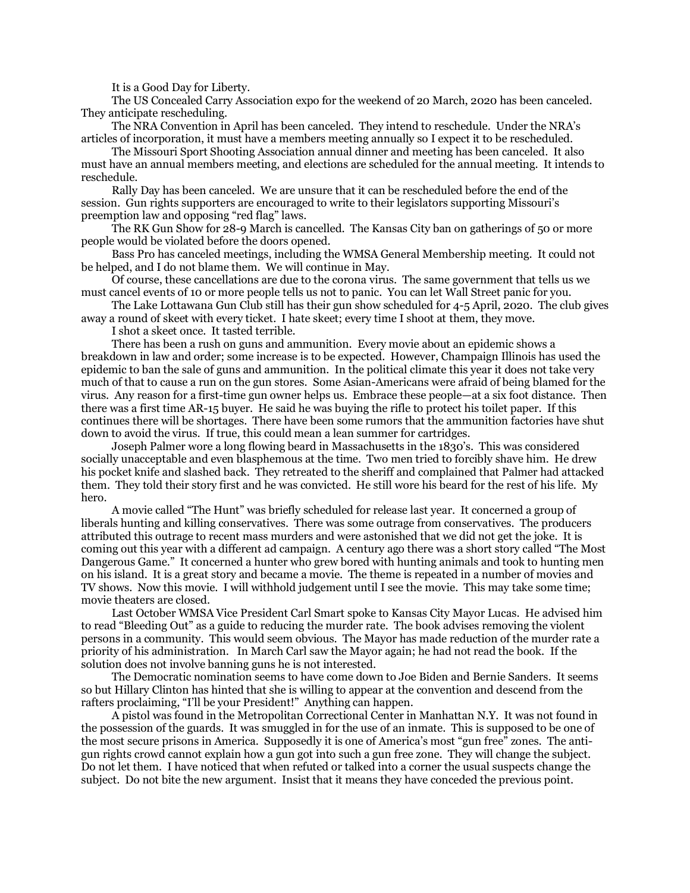It is a Good Day for Liberty.

The US Concealed Carry Association expo for the weekend of 20 March, 2020 has been canceled. They anticipate rescheduling.

The NRA Convention in April has been canceled. They intend to reschedule. Under the NRA's articles of incorporation, it must have a members meeting annually so I expect it to be rescheduled.

The Missouri Sport Shooting Association annual dinner and meeting has been canceled. It also must have an annual members meeting, and elections are scheduled for the annual meeting. It intends to reschedule.

Rally Day has been canceled. We are unsure that it can be rescheduled before the end of the session. Gun rights supporters are encouraged to write to their legislators supporting Missouri's preemption law and opposing "red flag" laws.

The RK Gun Show for 28-9 March is cancelled. The Kansas City ban on gatherings of 50 or more people would be violated before the doors opened.

Bass Pro has canceled meetings, including the WMSA General Membership meeting. It could not be helped, and I do not blame them. We will continue in May.

Of course, these cancellations are due to the corona virus. The same government that tells us we must cancel events of 10 or more people tells us not to panic. You can let Wall Street panic for you.

The Lake Lottawana Gun Club still has their gun show scheduled for 4-5 April, 2020. The club gives away a round of skeet with every ticket. I hate skeet; every time I shoot at them, they move.

I shot a skeet once. It tasted terrible.

There has been a rush on guns and ammunition. Every movie about an epidemic shows a breakdown in law and order; some increase is to be expected. However, Champaign Illinois has used the epidemic to ban the sale of guns and ammunition. In the political climate this year it does not take very much of that to cause a run on the gun stores. Some Asian-Americans were afraid of being blamed for the virus. Any reason for a first-time gun owner helps us. Embrace these people—at a six foot distance. Then there was a first time AR-15 buyer. He said he was buying the rifle to protect his toilet paper. If this continues there will be shortages. There have been some rumors that the ammunition factories have shut down to avoid the virus. If true, this could mean a lean summer for cartridges.

Joseph Palmer wore a long flowing beard in Massachusetts in the 1830's. This was considered socially unacceptable and even blasphemous at the time. Two men tried to forcibly shave him. He drew his pocket knife and slashed back. They retreated to the sheriff and complained that Palmer had attacked them. They told their story first and he was convicted. He still wore his beard for the rest of his life. My hero.

A movie called "The Hunt" was briefly scheduled for release last year. It concerned a group of liberals hunting and killing conservatives. There was some outrage from conservatives. The producers attributed this outrage to recent mass murders and were astonished that we did not get the joke. It is coming out this year with a different ad campaign. A century ago there was a short story called "The Most Dangerous Game." It concerned a hunter who grew bored with hunting animals and took to hunting men on his island. It is a great story and became a movie. The theme is repeated in a number of movies and TV shows. Now this movie. I will withhold judgement until I see the movie. This may take some time; movie theaters are closed.

Last October WMSA Vice President Carl Smart spoke to Kansas City Mayor Lucas. He advised him to read "Bleeding Out" as a guide to reducing the murder rate. The book advises removing the violent persons in a community. This would seem obvious. The Mayor has made reduction of the murder rate a priority of his administration. In March Carl saw the Mayor again; he had not read the book. If the solution does not involve banning guns he is not interested.

The Democratic nomination seems to have come down to Joe Biden and Bernie Sanders. It seems so but Hillary Clinton has hinted that she is willing to appear at the convention and descend from the rafters proclaiming, "I'll be your President!" Anything can happen.

A pistol was found in the Metropolitan Correctional Center in Manhattan N.Y. It was not found in the possession of the guards. It was smuggled in for the use of an inmate. This is supposed to be one of the most secure prisons in America. Supposedly it is one of America's most "gun free" zones. The anti-gun rights crowd cannot explain how a gun got into such a gun free zone. They will change the subject. Do not let them. I have noticed that when refuted or talked into a corner the usual suspects change the subject. Do not bite the new argument. Insist that it means they have conceded the previous point.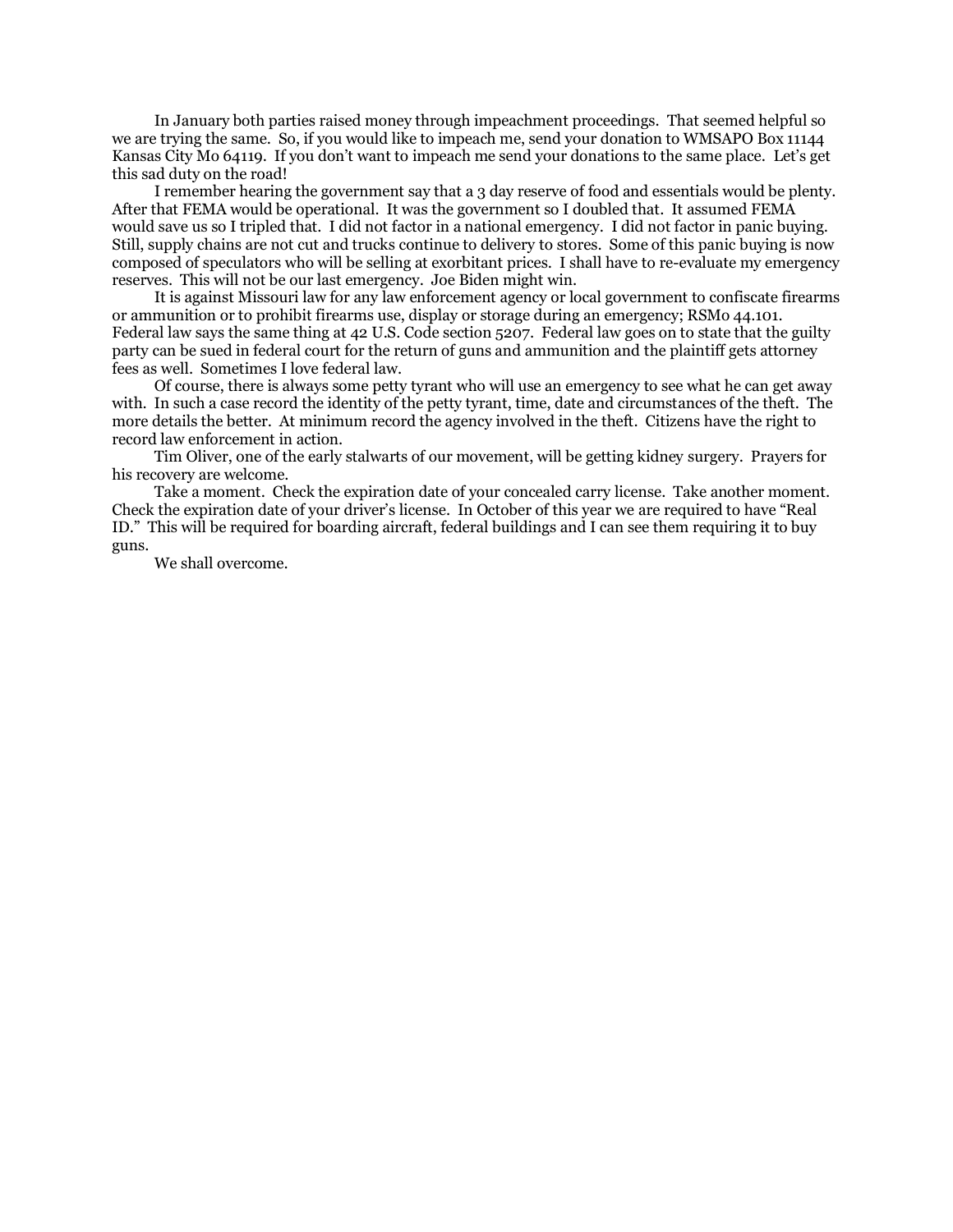In January both parties raised money through impeachment proceedings. That seemed helpful so we are trying the same. So, if you would like to impeach me, send your donation to WMSAPO Box 11144 Kansas City Mo 64119. If you don't want to impeach me send your donations to the same place. Let's get this sad duty on the road!

I remember hearing the government say that a 3 day reserve of food and essentials would be plenty. After that FEMA would be operational. It was the government so I doubled that. It assumed FEMA would save us so I tripled that. I did not factor in a national emergency. I did not factor in panic buying. Still, supply chains are not cut and trucks continue to delivery to stores. Some of this panic buying is now composed of speculators who will be selling at exorbitant prices. I shall have to re-evaluate my emergency reserves. This will not be our last emergency. Joe Biden might win.

It is against Missouri law for any law enforcement agency or local government to confiscate firearms or ammunition or to prohibit firearms use, display or storage during an emergency; RSMo 44.101. Federal law says the same thing at 42 U.S. Code section 5207. Federal law goes on to state that the guilty party can be sued in federal court for the return of guns and ammunition and the plaintiff gets attorney fees as well. Sometimes I love federal law.

Of course, there is always some petty tyrant who will use an emergency to see what he can get away with. In such a case record the identity of the petty tyrant, time, date and circumstances of the theft. The more details the better. At minimum record the agency involved in the theft. Citizens have the right to record law enforcement in action.

Tim Oliver, one of the early stalwarts of our movement, will be getting kidney surgery. Prayers for his recovery are welcome.

Take a moment. Check the expiration date of your concealed carry license. Take another moment. Check the expiration date of your driver's license. In October of this year we are required to have "Real ID." This will be required for boarding aircraft, federal buildings and I can see them requiring it to buy guns.

We shall overcome.